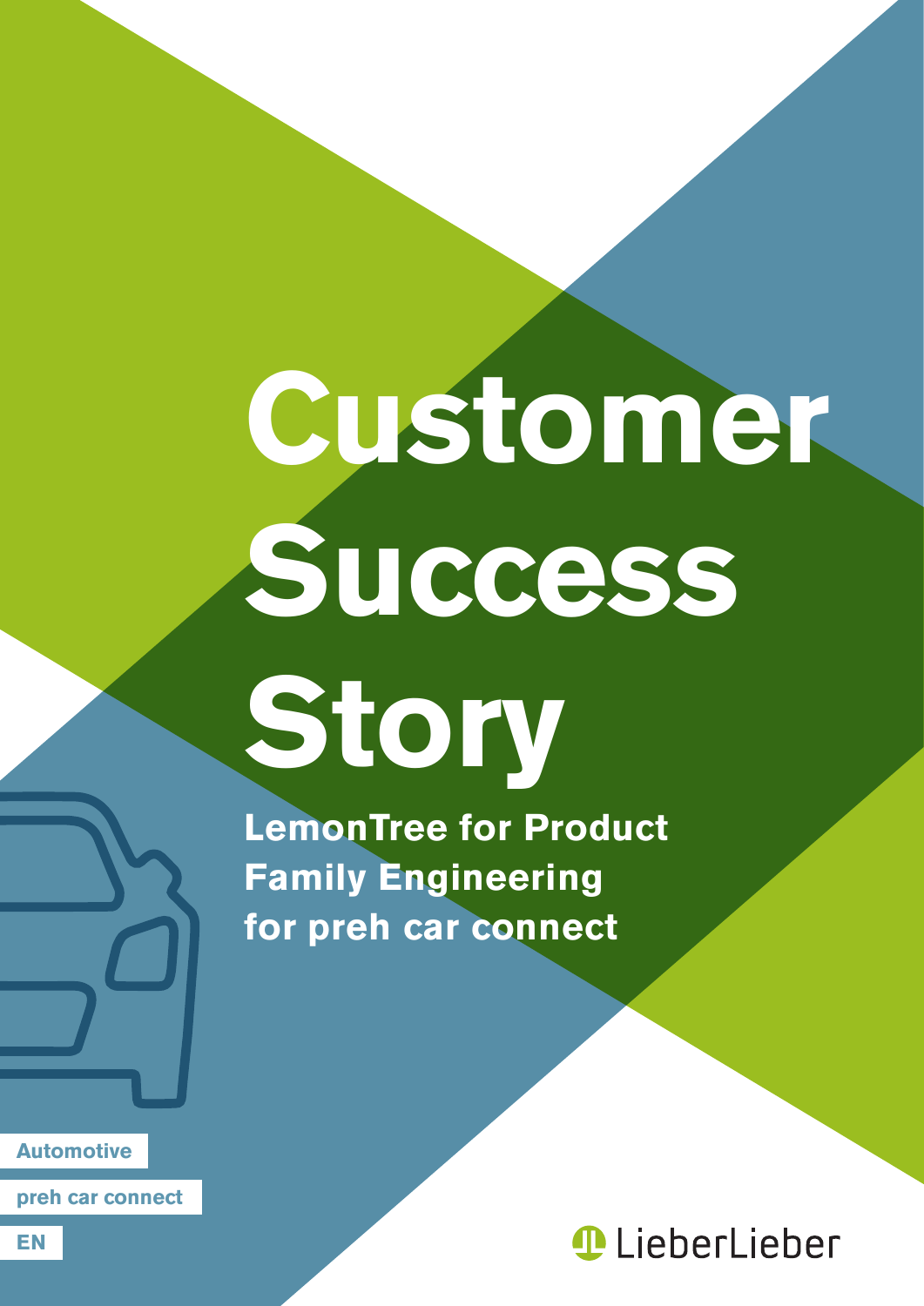# Customer Success Story

**LemonTree for Product Family Engineering for preh car connect**

Automotive

preh car connect

EN

LieberLieber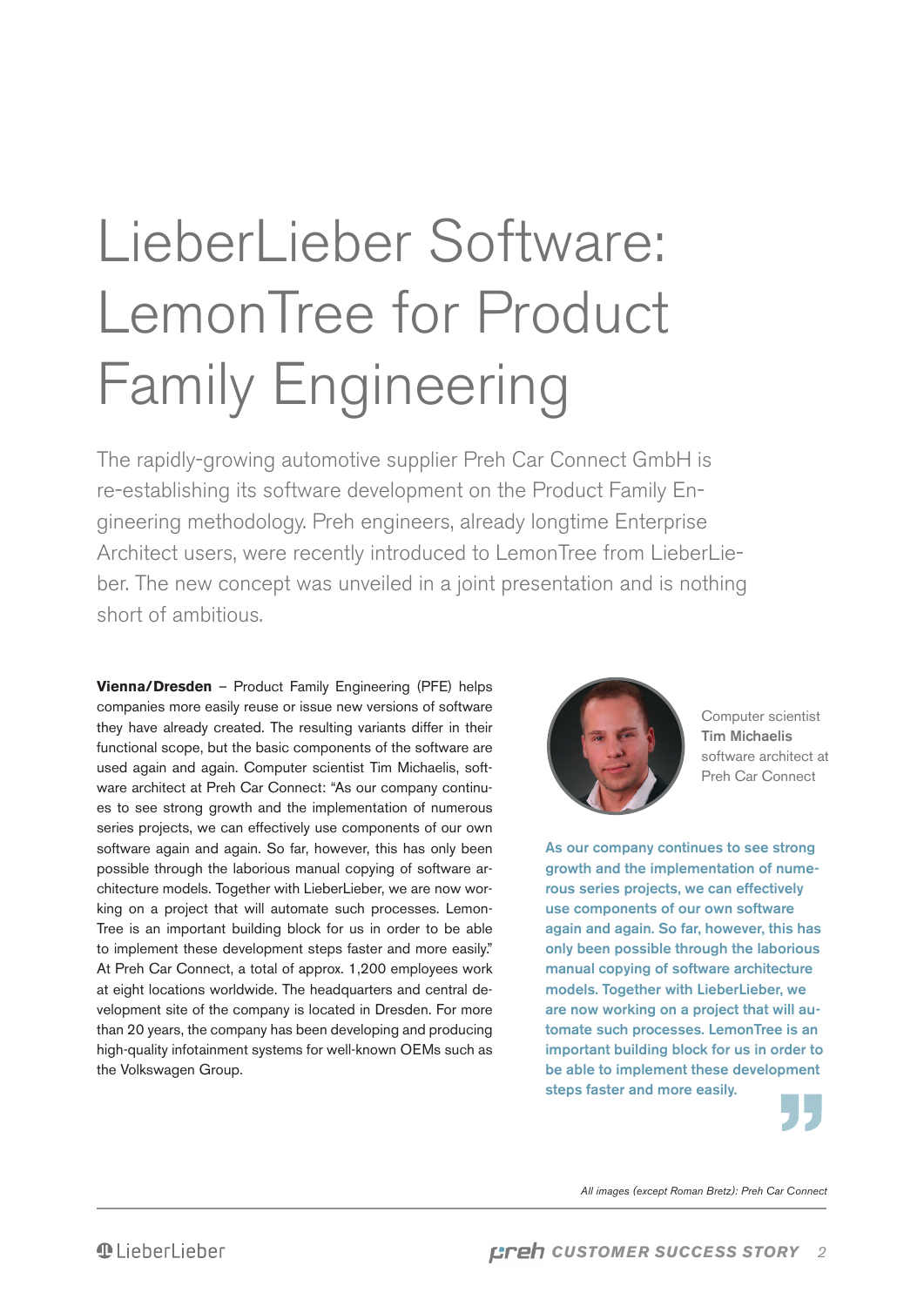# LieberLieber Software: LemonTree for Product Family Engineering

The rapidly-growing automotive supplier Preh Car Connect GmbH is re-establishing its software development on the Product Family Engineering methodology. Preh engineers, already longtime Enterprise Architect users, were recently introduced to LemonTree from LieberLieber. The new concept was unveiled in a joint presentation and is nothing short of ambitious.

**Vienna/Dresden** – Product Family Engineering (PFE) helps companies more easily reuse or issue new versions of software they have already created. The resulting variants differ in their functional scope, but the basic components of the software are used again and again. Computer scientist Tim Michaelis, software architect at Preh Car Connect: "As our company continues to see strong growth and the implementation of numerous series projects, we can effectively use components of our own software again and again. So far, however, this has only been possible through the laborious manual copying of software architecture models. Together with LieberLieber, we are now working on a project that will automate such processes. LemonTree is an important building block for us in order to be able to implement these development steps faster and more easily." At Preh Car Connect, a total of approx. 1,200 employees work at eight locations worldwide. The headquarters and central development site of the company is located in Dresden. For more than 20 years, the company has been developing and producing high-quality infotainment systems for well-known OEMs such as the Volkswagen Group.

Computer scientist **Tim Michaelis** software architect at Preh Car Connect

**As our company continues to see strong growth and the implementation of numerous series projects, we can effectively use components of our own software again and again. So far, however, this has only been possible through the laborious manual copying of software architecture models. Together with LieberLieber, we are now working on a project that will automate such processes. LemonTree is an important building block for us in order to be able to implement these development steps faster and more easily.**

*All images (except Roman Bretz): Preh Car Connect*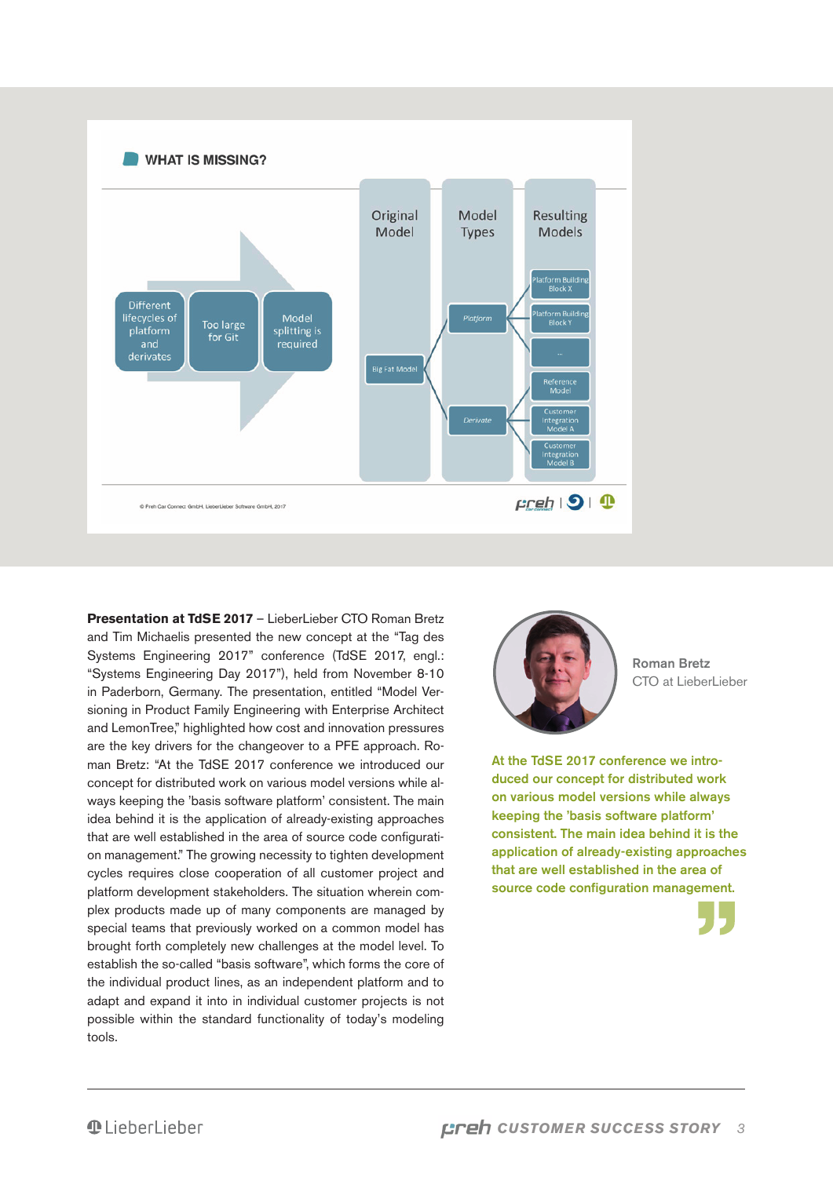## WHAT IS MISSING?

Different lifecycles of platform and derivates → Too large for Git → Model splitting is required

| Original Model | Model Types | Resulting Models |
| --- | --- | --- |
| Big Fat Model | Platform | Platform Building Block X |
| | | Platform Building Block Y |
| | | ... |
| | Derivate | Reference Model |
| | | Customer Integration Model A |
| | | Customer Integration Model B |

© Preh Car Connect GmbH, LieberLieber Software GmbH, 2017

**Presentation at TdSE 2017** – LieberLieber CTO Roman Bretz and Tim Michaelis presented the new concept at the "Tag des Systems Engineering 2017" conference (TdSE 2017, engl.: "Systems Engineering Day 2017"), held from November 8-10 in Paderborn, Germany. The presentation, entitled "Model Versioning in Product Family Engineering with Enterprise Architect and LemonTree," highlighted how cost and innovation pressures are the key drivers for the changeover to a PFE approach. Roman Bretz: "At the TdSE 2017 conference we introduced our concept for distributed work on various model versions while always keeping the 'basis software platform' consistent. The main idea behind it is the application of already-existing approaches that are well established in the area of source code configuration management." The growing necessity to tighten development cycles requires close cooperation of all customer project and platform development stakeholders. The situation wherein complex products made up of many components are managed by special teams that previously worked on a common model has brought forth completely new challenges at the model level. To establish the so-called "basis software", which forms the core of the individual product lines, as an independent platform and to adapt and expand it into individual customer projects is not possible within the standard functionality of today's modeling tools.

**Roman Bretz**
CTO at LieberLieber

> **At the TdSE 2017 conference we introduced our concept for distributed work on various model versions while always keeping the 'basis software platform' consistent. The main idea behind it is the application of already-existing approaches that are well established in the area of source code configuration management.**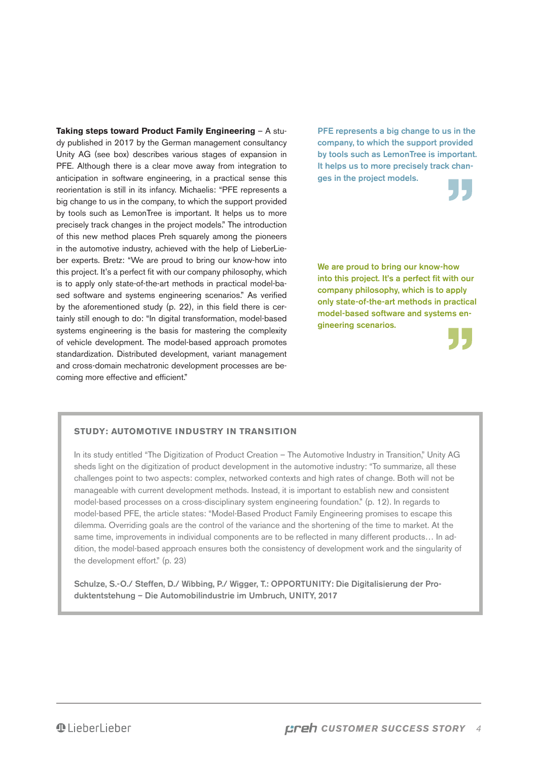**Taking steps toward Product Family Engineering** – A study published in 2017 by the German management consultancy Unity AG (see box) describes various stages of expansion in PFE. Although there is a clear move away from integration to anticipation in software engineering, in a practical sense this reorientation is still in its infancy. Michaelis: "PFE represents a big change to us in the company, to which the support provided by tools such as LemonTree is important. It helps us to more precisely track changes in the project models." The introduction of this new method places Preh squarely among the pioneers in the automotive industry, achieved with the help of LieberLieber experts. Bretz: "We are proud to bring our know-how into this project. It's a perfect fit with our company philosophy, which is to apply only state-of-the-art methods in practical model-based software and systems engineering scenarios." As verified by the aforementioned study (p. 22), in this field there is certainly still enough to do: "In digital transformation, model-based systems engineering is the basis for mastering the complexity of vehicle development. The model-based approach promotes standardization. Distributed development, variant management and cross-domain mechatronic development processes are becoming more effective and efficient."

> PFE represents a big change to us in the company, to which the support provided by tools such as LemonTree is important. It helps us to more precisely track changes in the project models.

> We are proud to bring our know-how into this project. It's a perfect fit with our company philosophy, which is to apply only state-of-the-art methods in practical model-based software and systems engineering scenarios.

### STUDY: AUTOMOTIVE INDUSTRY IN TRANSITION

In its study entitled "The Digitization of Product Creation – The Automotive Industry in Transition," Unity AG sheds light on the digitization of product development in the automotive industry: "To summarize, all these challenges point to two aspects: complex, networked contexts and high rates of change. Both will not be manageable with current development methods. Instead, it is important to establish new and consistent model-based processes on a cross-disciplinary system engineering foundation." (p. 12). In regards to model-based PFE, the article states: "Model-Based Product Family Engineering promises to escape this dilemma. Overriding goals are the control of the variance and the shortening of the time to market. At the same time, improvements in individual components are to be reflected in many different products… In addition, the model-based approach ensures both the consistency of development work and the singularity of the development effort." (p. 23)

Schulze, S.-O./ Steffen, D./ Wibbing, P./ Wigger, T.: OPPORTUNITY: Die Digitalisierung der Produktentstehung – Die Automobilindustrie im Umbruch, UNITY, 2017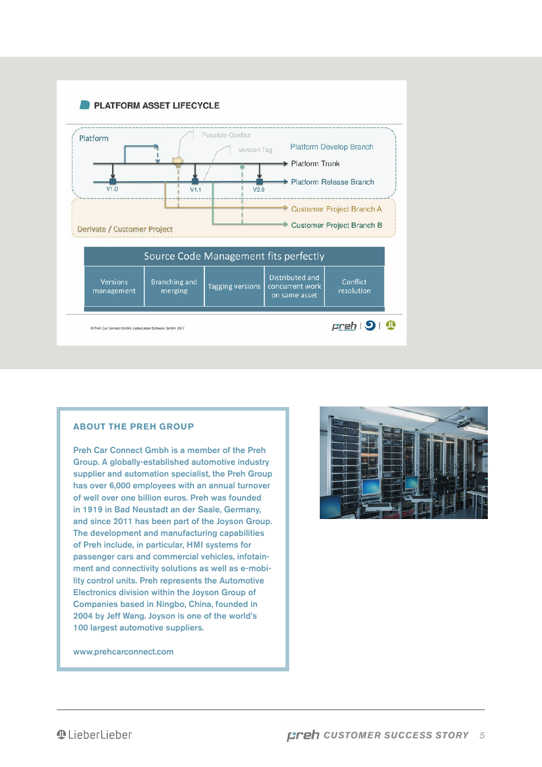## PLATFORM ASSET LIFECYCLE

Platform

Possible Conflict

Version Tag

Platform Develop Branch

Platform Trunk

Platform Release Branch

V1.0 V1.1 V2.0

Customer Project Branch A

Customer Project Branch B

Derivate / Customer Project

Source Code Management fits perfectly

| Versions management | Branching and merging | Tagging versions | Distributed and concurrent work on same asset | Conflict resolution |
| --- | --- | --- | --- | --- |

© Preh Car Connect GmbH, LieberLieber Software GmbH. 2017

### ABOUT THE PREH GROUP

Preh Car Connect Gmbh is a member of the Preh Group. A globally-established automotive industry supplier and automation specialist, the Preh Group has over 6,000 employees with an annual turnover of well over one billion euros. Preh was founded in 1919 in Bad Neustadt an der Saale, Germany, and since 2011 has been part of the Joyson Group. The development and manufacturing capabilities of Preh include, in particular, HMI systems for passenger cars and commercial vehicles, infotainment and connectivity solutions as well as e-mobility control units. Preh represents the Automotive Electronics division within the Joyson Group of Companies based in Ningbo, China, founded in 2004 by Jeff Wang. Joyson is one of the world's 100 largest automotive suppliers.

www.prehcarconnect.com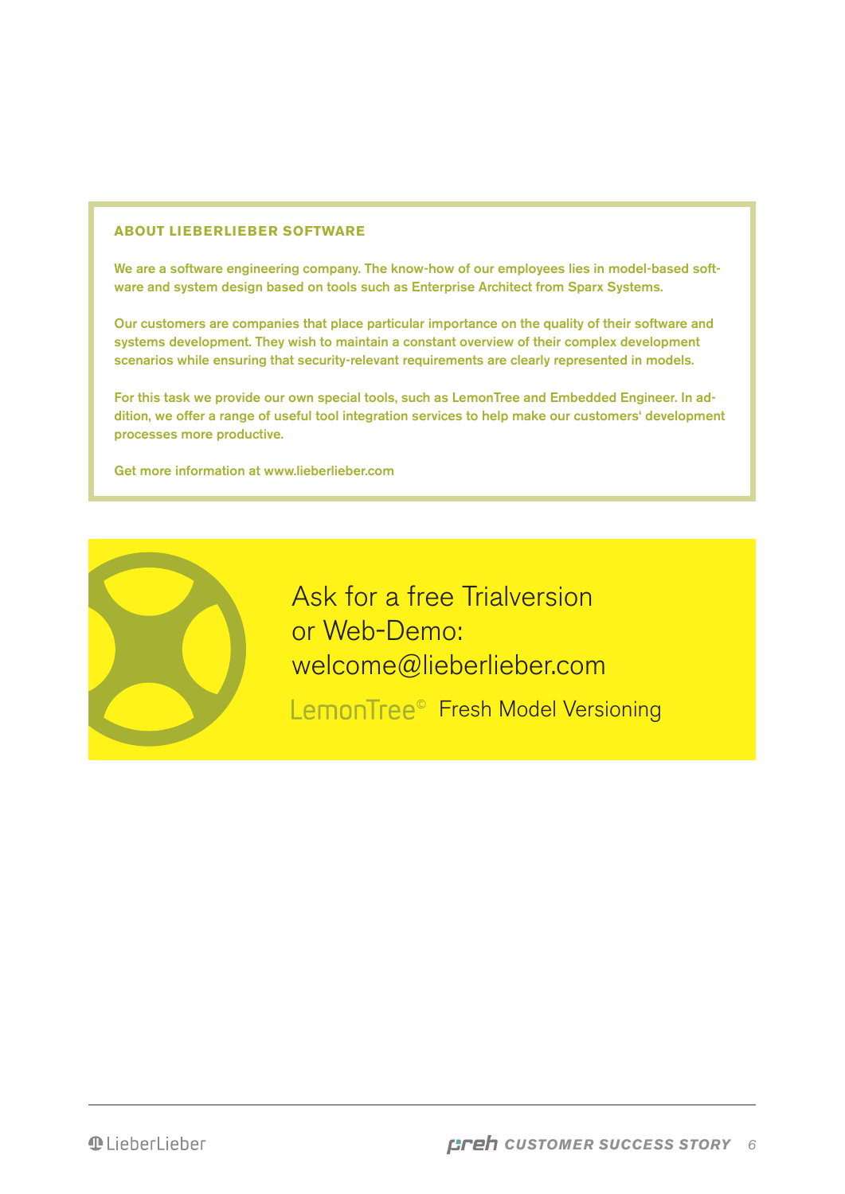## ABOUT LIEBERLIEBER SOFTWARE

We are a software engineering company. The know-how of our employees lies in model-based software and system design based on tools such as Enterprise Architect from Sparx Systems.

Our customers are companies that place particular importance on the quality of their software and systems development. They wish to maintain a constant overview of their complex development scenarios while ensuring that security-relevant requirements are clearly represented in models.

For this task we provide our own special tools, such as LemonTree and Embedded Engineer. In addition, we offer a range of useful tool integration services to help make our customers' development processes more productive.

Get more information at www.lieberlieber.com

Ask for a free Trialversion
or Web-Demo:
welcome@lieberlieber.com

LemonTree© Fresh Model Versioning